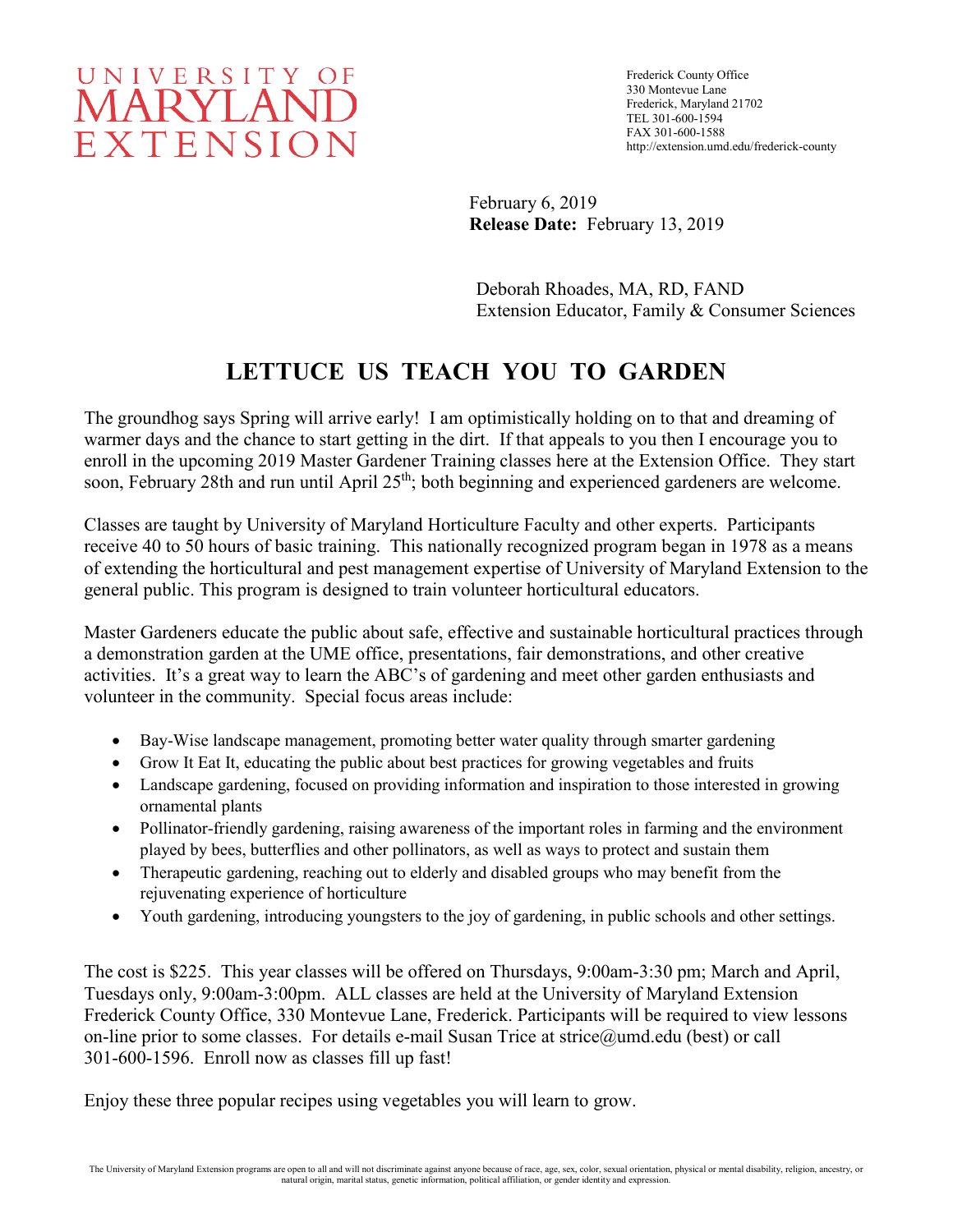UNIVERSITY OF
MARYLAND
EXTENSION

Frederick County Office
330 Montevue Lane
Frederick, Maryland 21702
TEL 301-600-1594
FAX 301-600-1588
http://extension.umd.edu/frederick-county

February 6, 2019
**Release Date:** February 13, 2019

Deborah Rhoades, MA, RD, FAND
Extension Educator, Family & Consumer Sciences

# LETTUCE US TEACH YOU TO GARDEN

The groundhog says Spring will arrive early! I am optimistically holding on to that and dreaming of warmer days and the chance to start getting in the dirt. If that appeals to you then I encourage you to enroll in the upcoming 2019 Master Gardener Training classes here at the Extension Office. They start soon, February 28th and run until April 25th; both beginning and experienced gardeners are welcome.

Classes are taught by University of Maryland Horticulture Faculty and other experts. Participants receive 40 to 50 hours of basic training. This nationally recognized program began in 1978 as a means of extending the horticultural and pest management expertise of University of Maryland Extension to the general public. This program is designed to train volunteer horticultural educators.

Master Gardeners educate the public about safe, effective and sustainable horticultural practices through a demonstration garden at the UME office, presentations, fair demonstrations, and other creative activities. It's a great way to learn the ABC's of gardening and meet other garden enthusiasts and volunteer in the community. Special focus areas include:

- Bay-Wise landscape management, promoting better water quality through smarter gardening
- Grow It Eat It, educating the public about best practices for growing vegetables and fruits
- Landscape gardening, focused on providing information and inspiration to those interested in growing ornamental plants
- Pollinator-friendly gardening, raising awareness of the important roles in farming and the environment played by bees, butterflies and other pollinators, as well as ways to protect and sustain them
- Therapeutic gardening, reaching out to elderly and disabled groups who may benefit from the rejuvenating experience of horticulture
- Youth gardening, introducing youngsters to the joy of gardening, in public schools and other settings.

The cost is $225. This year classes will be offered on Thursdays, 9:00am-3:30 pm; March and April, Tuesdays only, 9:00am-3:00pm. ALL classes are held at the University of Maryland Extension Frederick County Office, 330 Montevue Lane, Frederick. Participants will be required to view lessons on-line prior to some classes. For details e-mail Susan Trice at strice@umd.edu (best) or call 301-600-1596. Enroll now as classes fill up fast!

Enjoy these three popular recipes using vegetables you will learn to grow.

The University of Maryland Extension programs are open to all and will not discriminate against anyone because of race, age, sex, color, sexual orientation, physical or mental disability, religion, ancestry, or natural origin, marital status, genetic information, political affiliation, or gender identity and expression.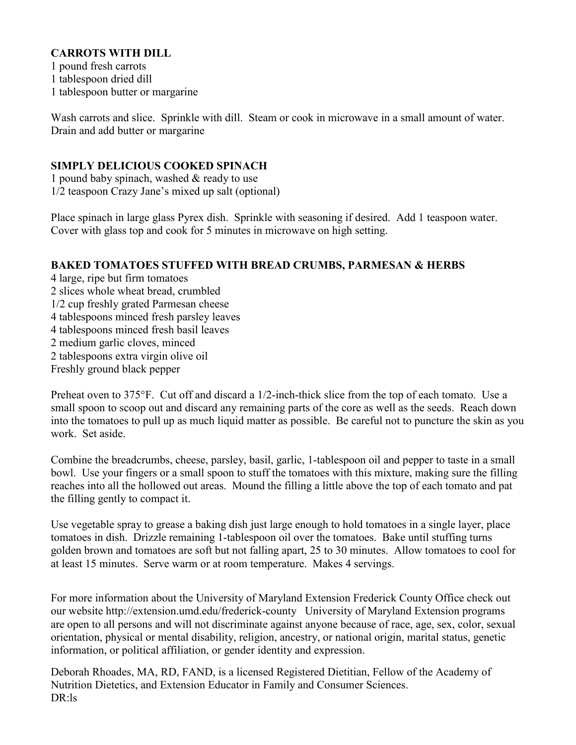**CARROTS WITH DILL**

1 pound fresh carrots
1 tablespoon dried dill
1 tablespoon butter or margarine

Wash carrots and slice. Sprinkle with dill. Steam or cook in microwave in a small amount of water. Drain and add butter or margarine

**SIMPLY DELICIOUS COOKED SPINACH**

1 pound baby spinach, washed & ready to use
1/2 teaspoon Crazy Jane's mixed up salt (optional)

Place spinach in large glass Pyrex dish. Sprinkle with seasoning if desired. Add 1 teaspoon water. Cover with glass top and cook for 5 minutes in microwave on high setting.

**BAKED TOMATOES STUFFED WITH BREAD CRUMBS, PARMESAN & HERBS**

4 large, ripe but firm tomatoes
2 slices whole wheat bread, crumbled
1/2 cup freshly grated Parmesan cheese
4 tablespoons minced fresh parsley leaves
4 tablespoons minced fresh basil leaves
2 medium garlic cloves, minced
2 tablespoons extra virgin olive oil
Freshly ground black pepper

Preheat oven to 375°F. Cut off and discard a 1/2-inch-thick slice from the top of each tomato. Use a small spoon to scoop out and discard any remaining parts of the core as well as the seeds. Reach down into the tomatoes to pull up as much liquid matter as possible. Be careful not to puncture the skin as you work. Set aside.

Combine the breadcrumbs, cheese, parsley, basil, garlic, 1-tablespoon oil and pepper to taste in a small bowl. Use your fingers or a small spoon to stuff the tomatoes with this mixture, making sure the filling reaches into all the hollowed out areas. Mound the filling a little above the top of each tomato and pat the filling gently to compact it.

Use vegetable spray to grease a baking dish just large enough to hold tomatoes in a single layer, place tomatoes in dish. Drizzle remaining 1-tablespoon oil over the tomatoes. Bake until stuffing turns golden brown and tomatoes are soft but not falling apart, 25 to 30 minutes. Allow tomatoes to cool for at least 15 minutes. Serve warm or at room temperature. Makes 4 servings.

For more information about the University of Maryland Extension Frederick County Office check out our website http://extension.umd.edu/frederick-county University of Maryland Extension programs are open to all persons and will not discriminate against anyone because of race, age, sex, color, sexual orientation, physical or mental disability, religion, ancestry, or national origin, marital status, genetic information, or political affiliation, or gender identity and expression.

Deborah Rhoades, MA, RD, FAND, is a licensed Registered Dietitian, Fellow of the Academy of Nutrition Dietetics, and Extension Educator in Family and Consumer Sciences.
DR:ls